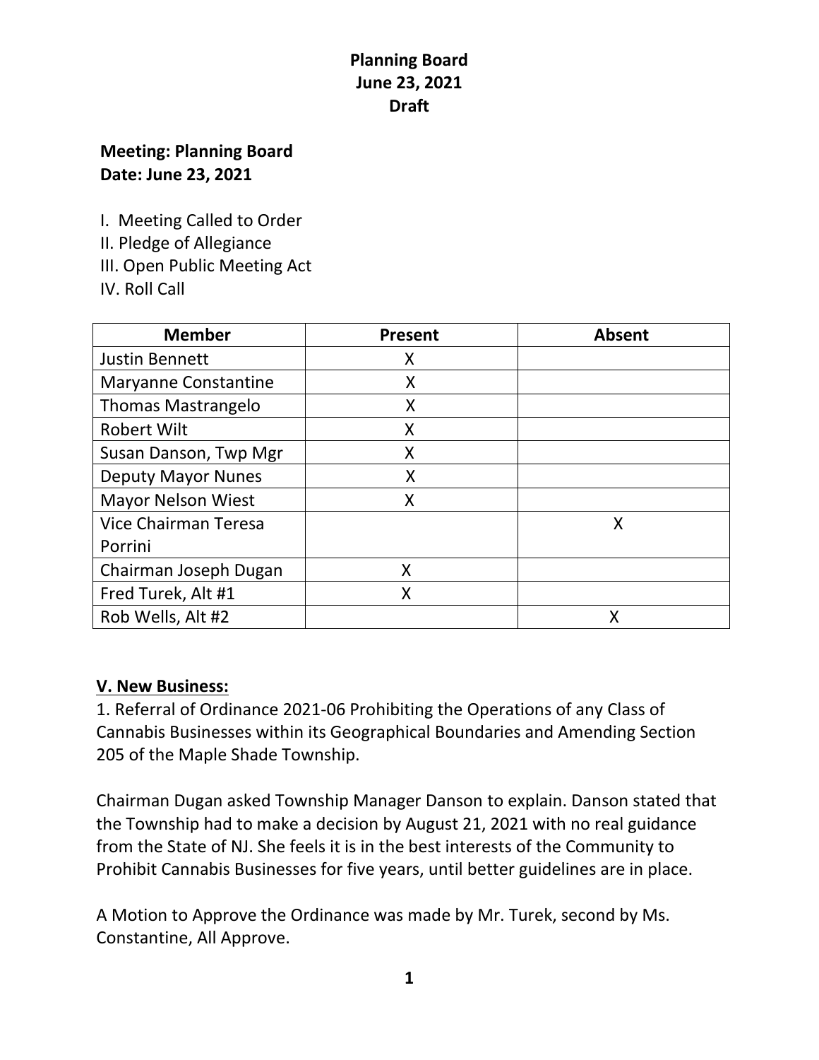# Planning Board
# June 23, 2021
# Draft

**Meeting: Planning Board**
**Date: June 23, 2021**

I. Meeting Called to Order
II. Pledge of Allegiance
III. Open Public Meeting Act
IV. Roll Call

| Member | Present | Absent |
|---|---|---|
| Justin Bennett | X | |
| Maryanne Constantine | X | |
| Thomas Mastrangelo | X | |
| Robert Wilt | X | |
| Susan Danson, Twp Mgr | X | |
| Deputy Mayor Nunes | X | |
| Mayor Nelson Wiest | X | |
| Vice Chairman Teresa Porrini | | X |
| Chairman Joseph Dugan | X | |
| Fred Turek, Alt #1 | X | |
| Rob Wells, Alt #2 | | X |

## V. New Business:

1. Referral of Ordinance 2021-06 Prohibiting the Operations of any Class of Cannabis Businesses within its Geographical Boundaries and Amending Section 205 of the Maple Shade Township.

Chairman Dugan asked Township Manager Danson to explain. Danson stated that the Township had to make a decision by August 21, 2021 with no real guidance from the State of NJ. She feels it is in the best interests of the Community to Prohibit Cannabis Businesses for five years, until better guidelines are in place.

A Motion to Approve the Ordinance was made by Mr. Turek, second by Ms. Constantine, All Approve.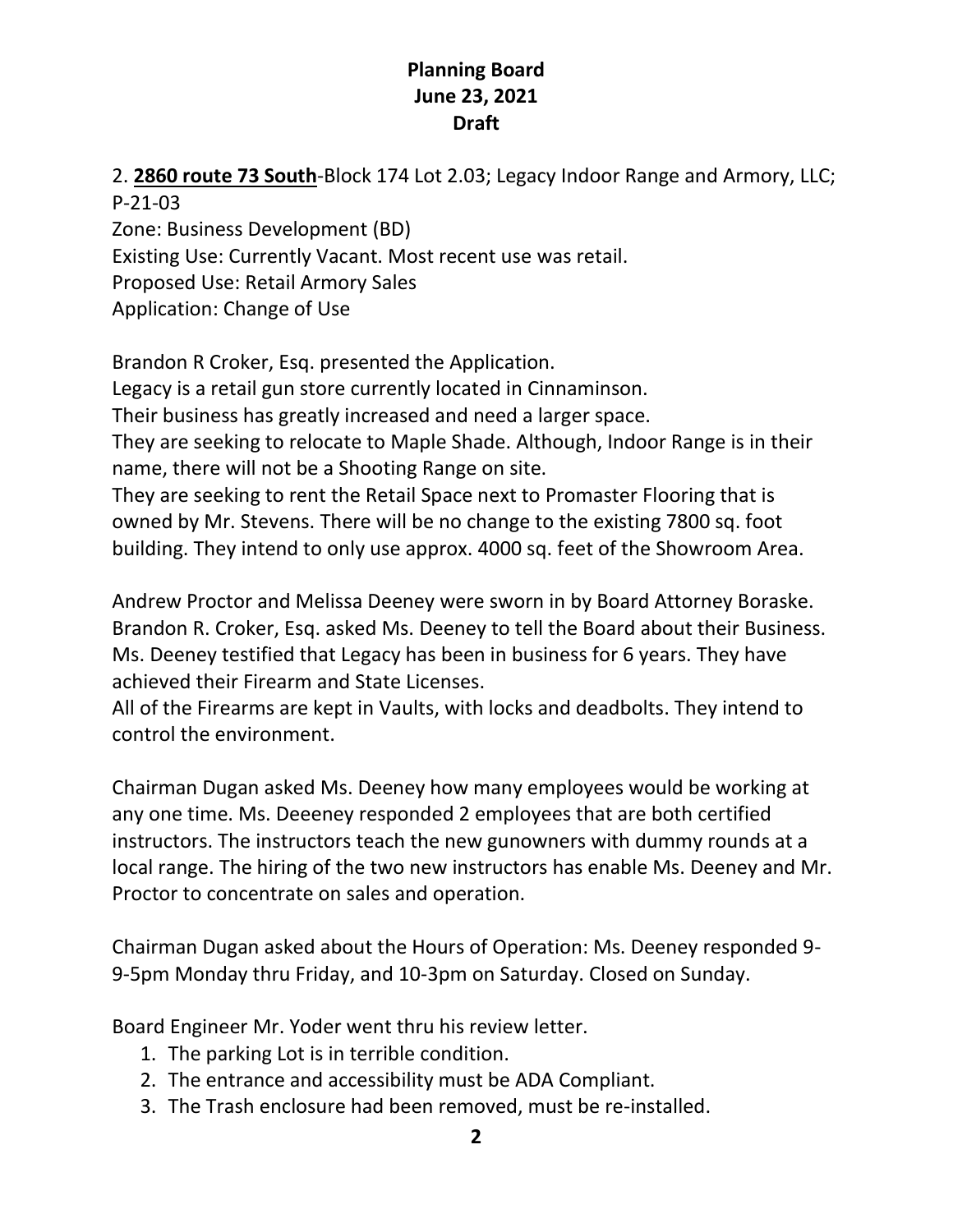**Planning Board**
**June 23, 2021**
**Draft**

2. **2860 route 73 South**-Block 174 Lot 2.03; Legacy Indoor Range and Armory, LLC; P-21-03
Zone: Business Development (BD)
Existing Use: Currently Vacant. Most recent use was retail.
Proposed Use: Retail Armory Sales
Application: Change of Use

Brandon R Croker, Esq. presented the Application.
Legacy is a retail gun store currently located in Cinnaminson.
Their business has greatly increased and need a larger space.
They are seeking to relocate to Maple Shade. Although, Indoor Range is in their name, there will not be a Shooting Range on site.
They are seeking to rent the Retail Space next to Promaster Flooring that is owned by Mr. Stevens. There will be no change to the existing 7800 sq. foot building. They intend to only use approx. 4000 sq. feet of the Showroom Area.

Andrew Proctor and Melissa Deeney were sworn in by Board Attorney Boraske.
Brandon R. Croker, Esq. asked Ms. Deeney to tell the Board about their Business.
Ms. Deeney testified that Legacy has been in business for 6 years. They have achieved their Firearm and State Licenses.
All of the Firearms are kept in Vaults, with locks and deadbolts. They intend to control the environment.

Chairman Dugan asked Ms. Deeney how many employees would be working at any one time. Ms. Deeeney responded 2 employees that are both certified instructors. The instructors teach the new gunowners with dummy rounds at a local range. The hiring of the two new instructors has enable Ms. Deeney and Mr. Proctor to concentrate on sales and operation.

Chairman Dugan asked about the Hours of Operation: Ms. Deeney responded 9-9-5pm Monday thru Friday, and 10-3pm on Saturday. Closed on Sunday.

Board Engineer Mr. Yoder went thru his review letter.

1. The parking Lot is in terrible condition.
2. The entrance and accessibility must be ADA Compliant.
3. The Trash enclosure had been removed, must be re-installed.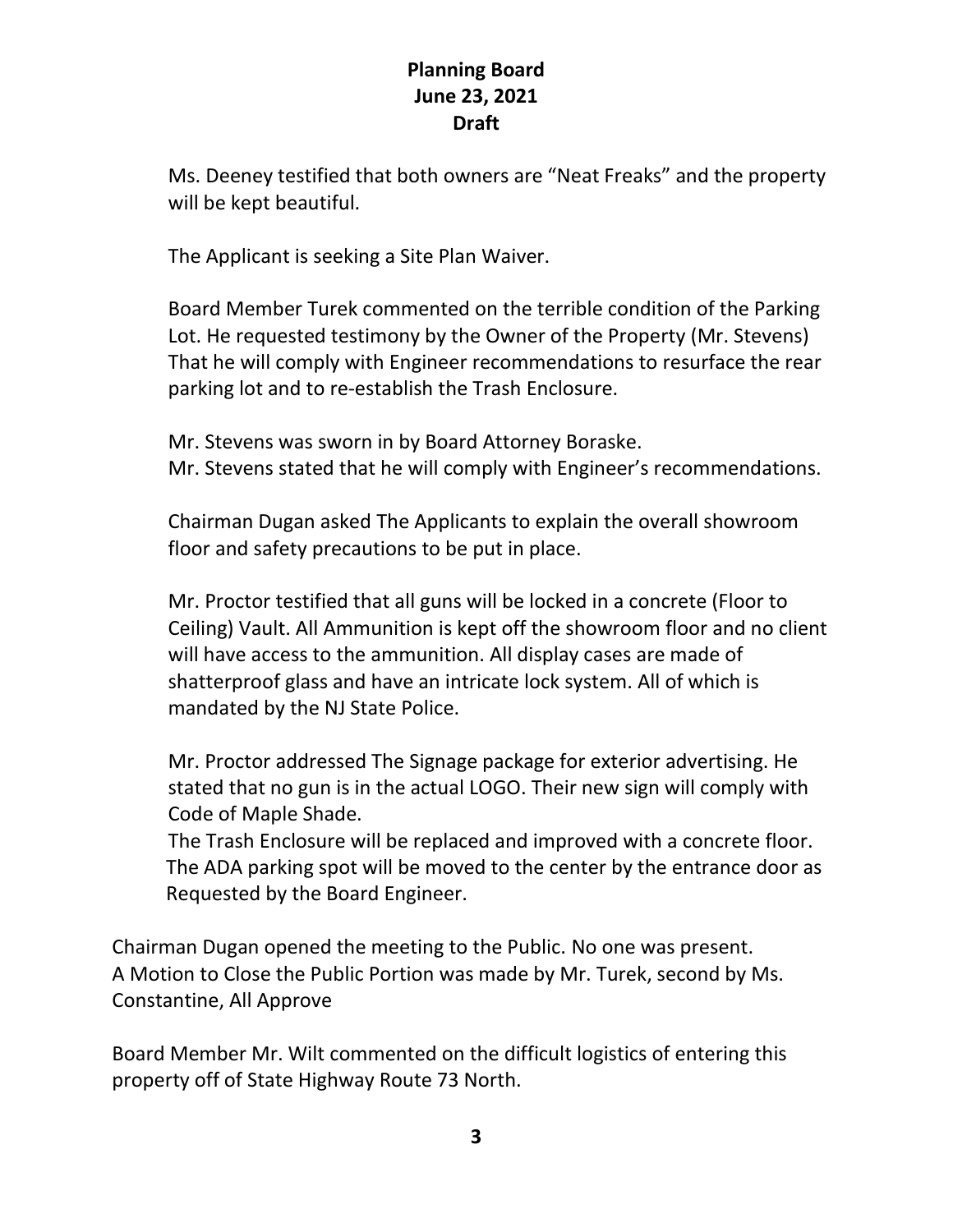**Planning Board**
**June 23, 2021**
**Draft**

Ms. Deeney testified that both owners are "Neat Freaks" and the property will be kept beautiful.

The Applicant is seeking a Site Plan Waiver.

Board Member Turek commented on the terrible condition of the Parking Lot. He requested testimony by the Owner of the Property (Mr. Stevens) That he will comply with Engineer recommendations to resurface the rear parking lot and to re-establish the Trash Enclosure.

Mr. Stevens was sworn in by Board Attorney Boraske.
Mr. Stevens stated that he will comply with Engineer's recommendations.

Chairman Dugan asked The Applicants to explain the overall showroom floor and safety precautions to be put in place.

Mr. Proctor testified that all guns will be locked in a concrete (Floor to Ceiling) Vault. All Ammunition is kept off the showroom floor and no client will have access to the ammunition. All display cases are made of shatterproof glass and have an intricate lock system. All of which is mandated by the NJ State Police.

Mr. Proctor addressed The Signage package for exterior advertising. He stated that no gun is in the actual LOGO. Their new sign will comply with Code of Maple Shade.
The Trash Enclosure will be replaced and improved with a concrete floor.
The ADA parking spot will be moved to the center by the entrance door as Requested by the Board Engineer.

Chairman Dugan opened the meeting to the Public. No one was present.
A Motion to Close the Public Portion was made by Mr. Turek, second by Ms. Constantine, All Approve

Board Member Mr. Wilt commented on the difficult logistics of entering this property off of State Highway Route 73 North.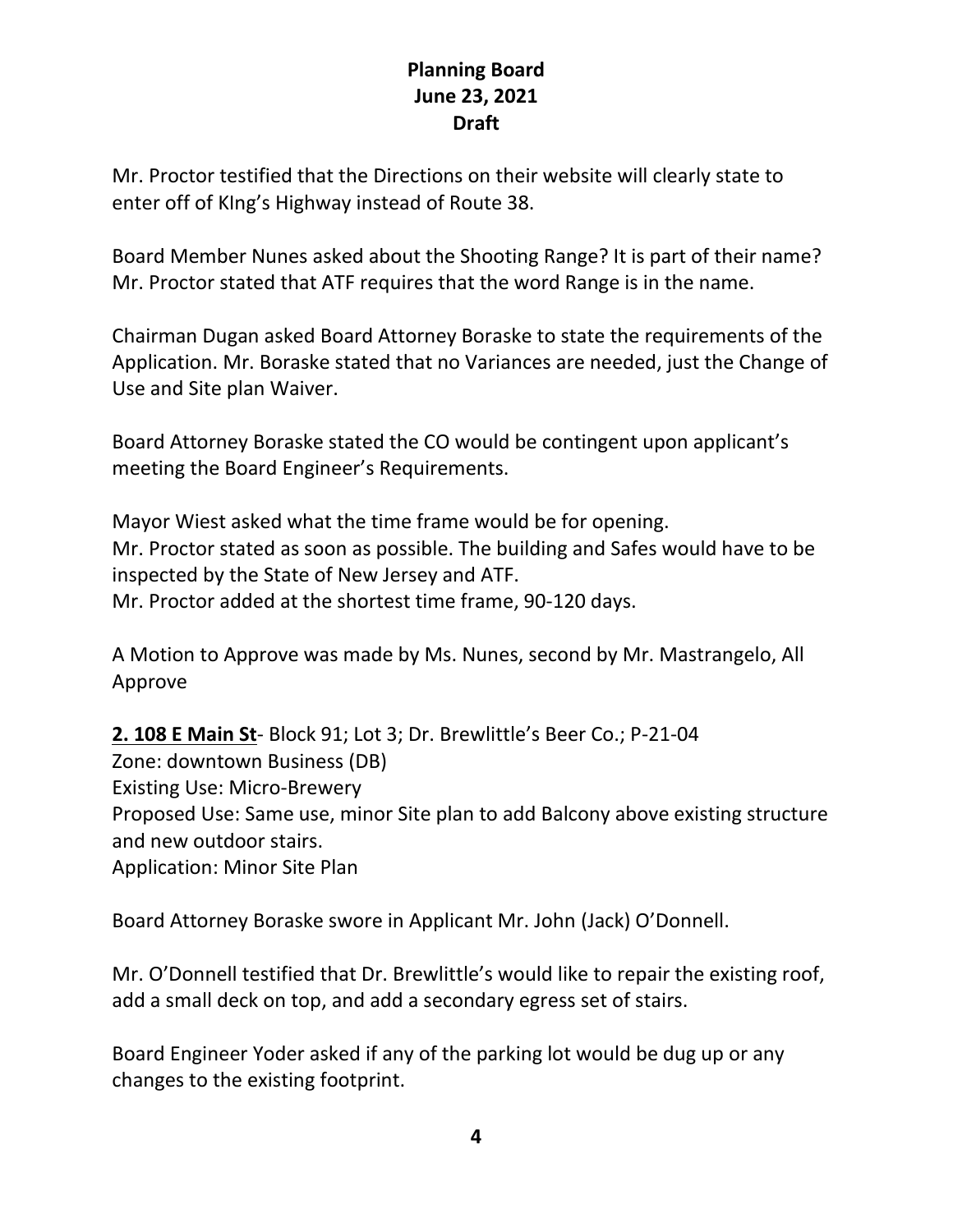Mr. Proctor testified that the Directions on their website will clearly state to enter off of KIng's Highway instead of Route 38.

Board Member Nunes asked about the Shooting Range? It is part of their name? Mr. Proctor stated that ATF requires that the word Range is in the name.

Chairman Dugan asked Board Attorney Boraske to state the requirements of the Application. Mr. Boraske stated that no Variances are needed, just the Change of Use and Site plan Waiver.

Board Attorney Boraske stated the CO would be contingent upon applicant's meeting the Board Engineer's Requirements.

Mayor Wiest asked what the time frame would be for opening.
Mr. Proctor stated as soon as possible. The building and Safes would have to be inspected by the State of New Jersey and ATF.
Mr. Proctor added at the shortest time frame, 90-120 days.

A Motion to Approve was made by Ms. Nunes, second by Mr. Mastrangelo, All Approve

**2. 108 E Main St**- Block 91; Lot 3; Dr. Brewlittle's Beer Co.; P-21-04
Zone: downtown Business (DB)
Existing Use: Micro-Brewery
Proposed Use: Same use, minor Site plan to add Balcony above existing structure and new outdoor stairs.
Application: Minor Site Plan

Board Attorney Boraske swore in Applicant Mr. John (Jack) O'Donnell.

Mr. O'Donnell testified that Dr. Brewlittle's would like to repair the existing roof, add a small deck on top, and add a secondary egress set of stairs.

Board Engineer Yoder asked if any of the parking lot would be dug up or any changes to the existing footprint.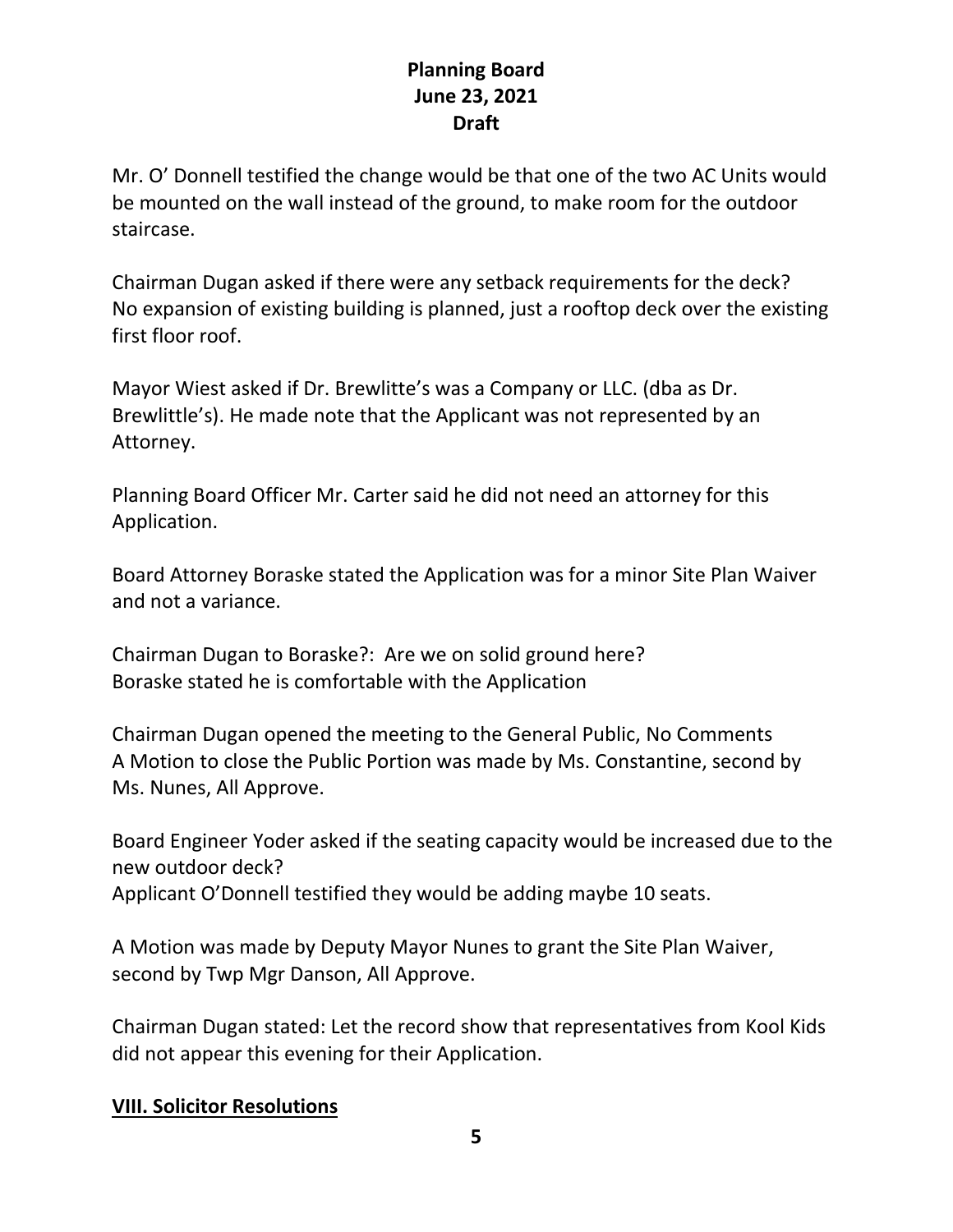Mr. O' Donnell testified the change would be that one of the two AC Units would be mounted on the wall instead of the ground, to make room for the outdoor staircase.

Chairman Dugan asked if there were any setback requirements for the deck? No expansion of existing building is planned, just a rooftop deck over the existing first floor roof.

Mayor Wiest asked if Dr. Brewlitte's was a Company or LLC. (dba as Dr. Brewlittle's). He made note that the Applicant was not represented by an Attorney.

Planning Board Officer Mr. Carter said he did not need an attorney for this Application.

Board Attorney Boraske stated the Application was for a minor Site Plan Waiver and not a variance.

Chairman Dugan to Boraske?: Are we on solid ground here?
Boraske stated he is comfortable with the Application

Chairman Dugan opened the meeting to the General Public, No Comments
A Motion to close the Public Portion was made by Ms. Constantine, second by Ms. Nunes, All Approve.

Board Engineer Yoder asked if the seating capacity would be increased due to the new outdoor deck?
Applicant O'Donnell testified they would be adding maybe 10 seats.

A Motion was made by Deputy Mayor Nunes to grant the Site Plan Waiver, second by Twp Mgr Danson, All Approve.

Chairman Dugan stated: Let the record show that representatives from Kool Kids did not appear this evening for their Application.

**VIII. Solicitor Resolutions**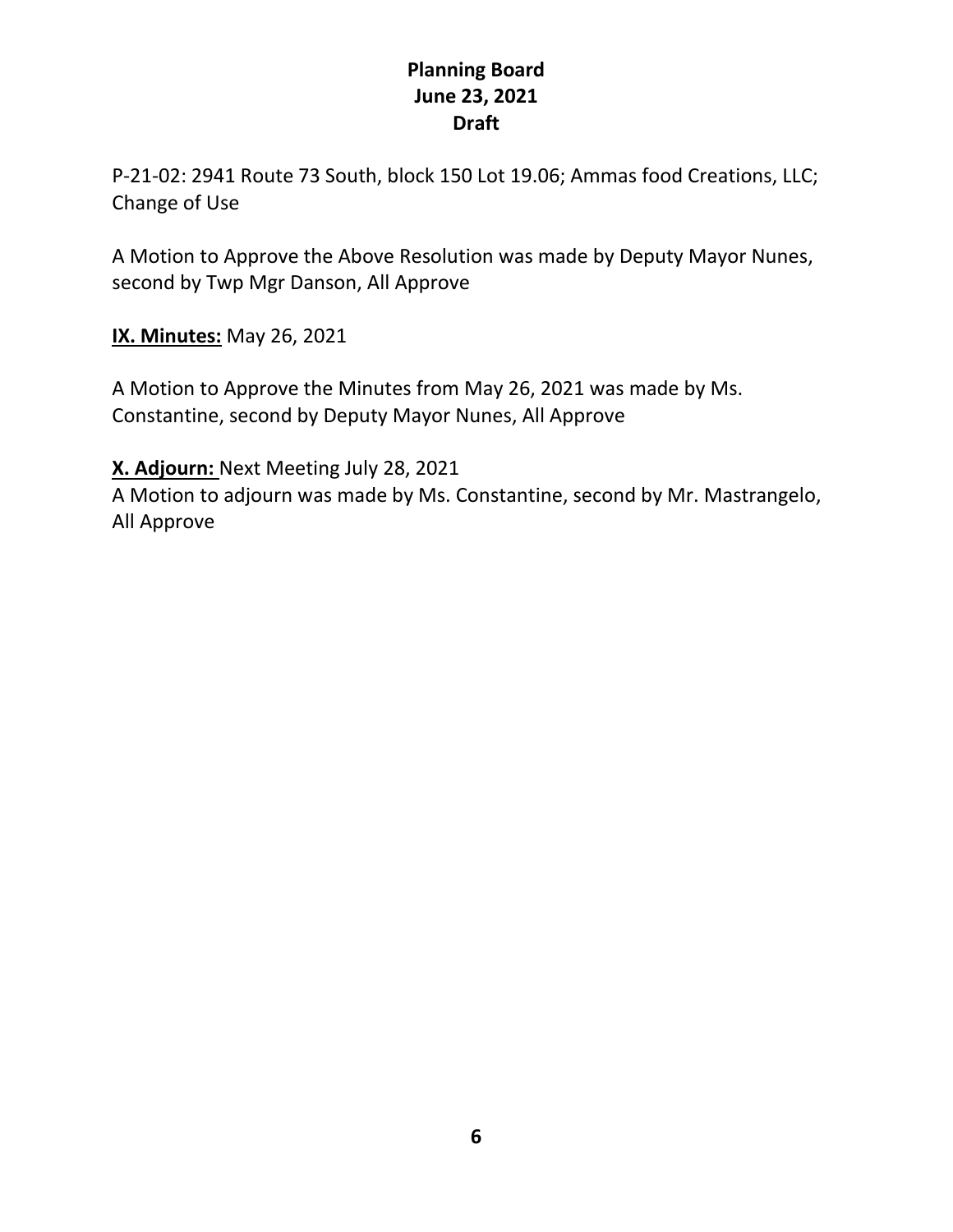P-21-02: 2941 Route 73 South, block 150 Lot 19.06; Ammas food Creations, LLC; Change of Use

A Motion to Approve the Above Resolution was made by Deputy Mayor Nunes, second by Twp Mgr Danson, All Approve

**IX. Minutes:** May 26, 2021

A Motion to Approve the Minutes from May 26, 2021 was made by Ms. Constantine, second by Deputy Mayor Nunes, All Approve

**X. Adjourn:** Next Meeting July 28, 2021

A Motion to adjourn was made by Ms. Constantine, second by Mr. Mastrangelo, All Approve